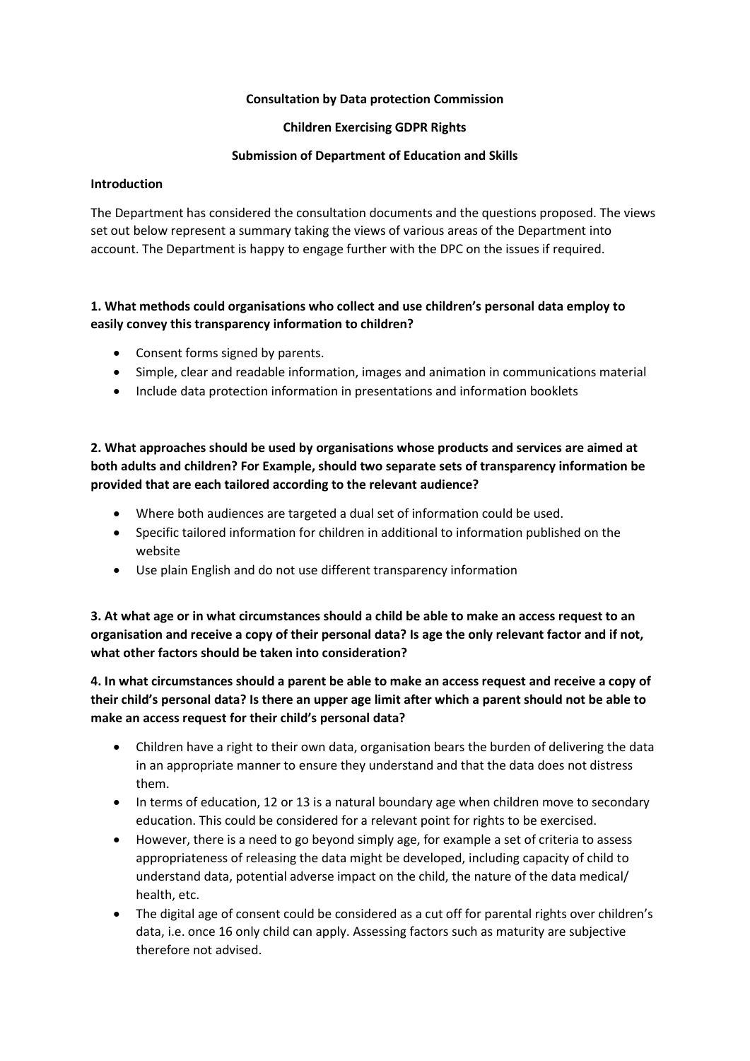**Consultation by Data protection Commission**

**Children Exercising GDPR Rights**

**Submission of Department of Education and Skills**

**Introduction**

The Department has considered the consultation documents and the questions proposed. The views set out below represent a summary taking the views of various areas of the Department into account. The Department is happy to engage further with the DPC on the issues if required.

**1. What methods could organisations who collect and use children's personal data employ to easily convey this transparency information to children?**

- Consent forms signed by parents.
- Simple, clear and readable information, images and animation in communications material
- Include data protection information in presentations and information booklets

**2. What approaches should be used by organisations whose products and services are aimed at both adults and children? For Example, should two separate sets of transparency information be provided that are each tailored according to the relevant audience?**

- Where both audiences are targeted a dual set of information could be used.
- Specific tailored information for children in additional to information published on the website
- Use plain English and do not use different transparency information

**3. At what age or in what circumstances should a child be able to make an access request to an organisation and receive a copy of their personal data? Is age the only relevant factor and if not, what other factors should be taken into consideration?**

**4. In what circumstances should a parent be able to make an access request and receive a copy of their child's personal data? Is there an upper age limit after which a parent should not be able to make an access request for their child's personal data?**

- Children have a right to their own data, organisation bears the burden of delivering the data in an appropriate manner to ensure they understand and that the data does not distress them.
- In terms of education, 12 or 13 is a natural boundary age when children move to secondary education. This could be considered for a relevant point for rights to be exercised.
- However, there is a need to go beyond simply age, for example a set of criteria to assess appropriateness of releasing the data might be developed, including capacity of child to understand data, potential adverse impact on the child, the nature of the data medical/ health, etc.
- The digital age of consent could be considered as a cut off for parental rights over children's data, i.e. once 16 only child can apply. Assessing factors such as maturity are subjective therefore not advised.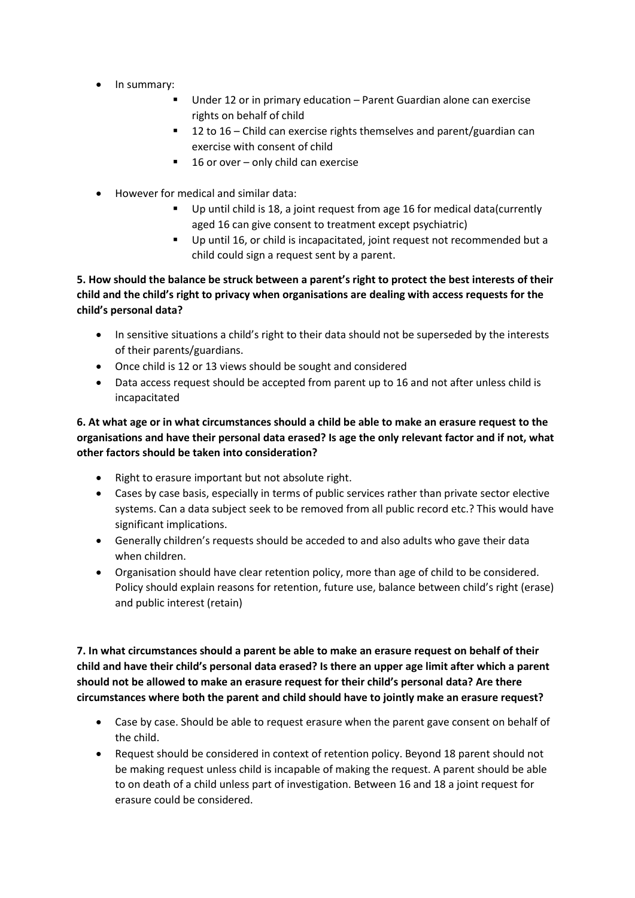- In summary:
  - Under 12 or in primary education – Parent Guardian alone can exercise rights on behalf of child
  - 12 to 16 – Child can exercise rights themselves and parent/guardian can exercise with consent of child
  - 16 or over – only child can exercise

- However for medical and similar data:
  - Up until child is 18, a joint request from age 16 for medical data(currently aged 16 can give consent to treatment except psychiatric)
  - Up until 16, or child is incapacitated, joint request not recommended but a child could sign a request sent by a parent.

**5. How should the balance be struck between a parent's right to protect the best interests of their child and the child's right to privacy when organisations are dealing with access requests for the child's personal data?**

- In sensitive situations a child's right to their data should not be superseded by the interests of their parents/guardians.
- Once child is 12 or 13 views should be sought and considered
- Data access request should be accepted from parent up to 16 and not after unless child is incapacitated

**6. At what age or in what circumstances should a child be able to make an erasure request to the organisations and have their personal data erased? Is age the only relevant factor and if not, what other factors should be taken into consideration?**

- Right to erasure important but not absolute right.
- Cases by case basis, especially in terms of public services rather than private sector elective systems. Can a data subject seek to be removed from all public record etc.? This would have significant implications.
- Generally children's requests should be acceded to and also adults who gave their data when children.
- Organisation should have clear retention policy, more than age of child to be considered. Policy should explain reasons for retention, future use, balance between child's right (erase) and public interest (retain)

**7. In what circumstances should a parent be able to make an erasure request on behalf of their child and have their child's personal data erased? Is there an upper age limit after which a parent should not be allowed to make an erasure request for their child's personal data? Are there circumstances where both the parent and child should have to jointly make an erasure request?**

- Case by case. Should be able to request erasure when the parent gave consent on behalf of the child.
- Request should be considered in context of retention policy. Beyond 18 parent should not be making request unless child is incapable of making the request. A parent should be able to on death of a child unless part of investigation. Between 16 and 18 a joint request for erasure could be considered.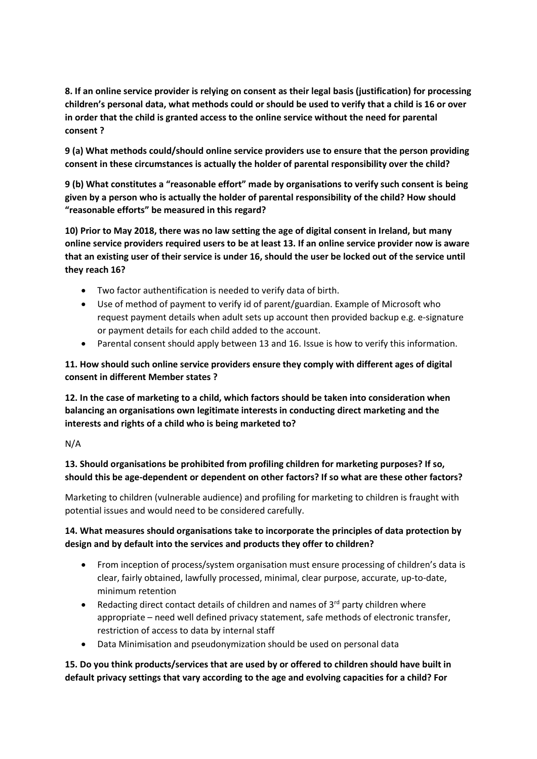**8. If an online service provider is relying on consent as their legal basis (justification) for processing children's personal data, what methods could or should be used to verify that a child is 16 or over in order that the child is granted access to the online service without the need for parental consent ?**

**9 (a) What methods could/should online service providers use to ensure that the person providing consent in these circumstances is actually the holder of parental responsibility over the child?**

**9 (b) What constitutes a "reasonable effort" made by organisations to verify such consent is being given by a person who is actually the holder of parental responsibility of the child? How should "reasonable efforts" be measured in this regard?**

**10) Prior to May 2018, there was no law setting the age of digital consent in Ireland, but many online service providers required users to be at least 13. If an online service provider now is aware that an existing user of their service is under 16, should the user be locked out of the service until they reach 16?**

- Two factor authentification is needed to verify data of birth.
- Use of method of payment to verify id of parent/guardian. Example of Microsoft who request payment details when adult sets up account then provided backup e.g. e-signature or payment details for each child added to the account.
- Parental consent should apply between 13 and 16. Issue is how to verify this information.

**11. How should such online service providers ensure they comply with different ages of digital consent in different Member states ?**

**12. In the case of marketing to a child, which factors should be taken into consideration when balancing an organisations own legitimate interests in conducting direct marketing and the interests and rights of a child who is being marketed to?**

N/A

**13. Should organisations be prohibited from profiling children for marketing purposes? If so, should this be age-dependent or dependent on other factors? If so what are these other factors?**

Marketing to children (vulnerable audience) and profiling for marketing to children is fraught with potential issues and would need to be considered carefully.

**14. What measures should organisations take to incorporate the principles of data protection by design and by default into the services and products they offer to children?**

- From inception of process/system organisation must ensure processing of children's data is clear, fairly obtained, lawfully processed, minimal, clear purpose, accurate, up-to-date, minimum retention
- Redacting direct contact details of children and names of 3rd party children where appropriate – need well defined privacy statement, safe methods of electronic transfer, restriction of access to data by internal staff
- Data Minimisation and pseudonymization should be used on personal data

**15. Do you think products/services that are used by or offered to children should have built in default privacy settings that vary according to the age and evolving capacities for a child? For**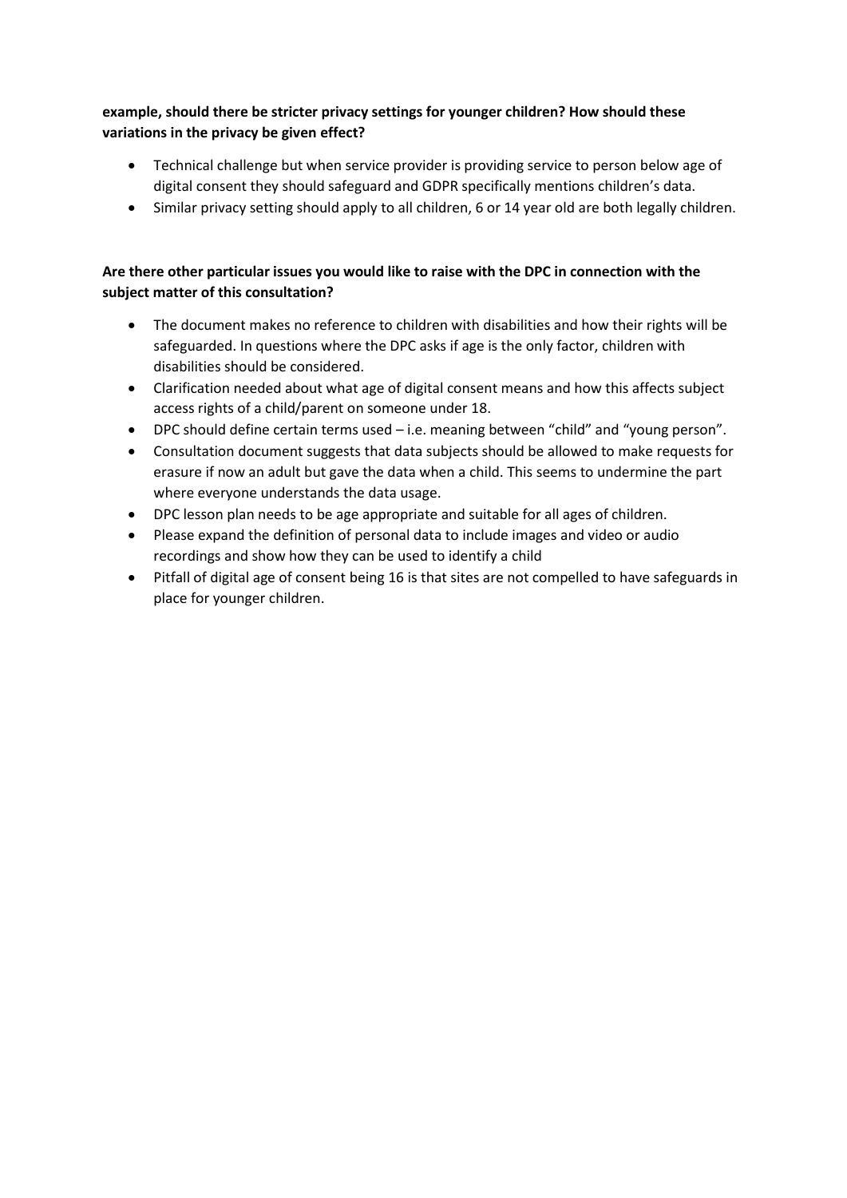**example, should there be stricter privacy settings for younger children? How should these variations in the privacy be given effect?**

- Technical challenge but when service provider is providing service to person below age of digital consent they should safeguard and GDPR specifically mentions children's data.
- Similar privacy setting should apply to all children, 6 or 14 year old are both legally children.

**Are there other particular issues you would like to raise with the DPC in connection with the subject matter of this consultation?**

- The document makes no reference to children with disabilities and how their rights will be safeguarded. In questions where the DPC asks if age is the only factor, children with disabilities should be considered.
- Clarification needed about what age of digital consent means and how this affects subject access rights of a child/parent on someone under 18.
- DPC should define certain terms used – i.e. meaning between "child" and "young person".
- Consultation document suggests that data subjects should be allowed to make requests for erasure if now an adult but gave the data when a child. This seems to undermine the part where everyone understands the data usage.
- DPC lesson plan needs to be age appropriate and suitable for all ages of children.
- Please expand the definition of personal data to include images and video or audio recordings and show how they can be used to identify a child
- Pitfall of digital age of consent being 16 is that sites are not compelled to have safeguards in place for younger children.